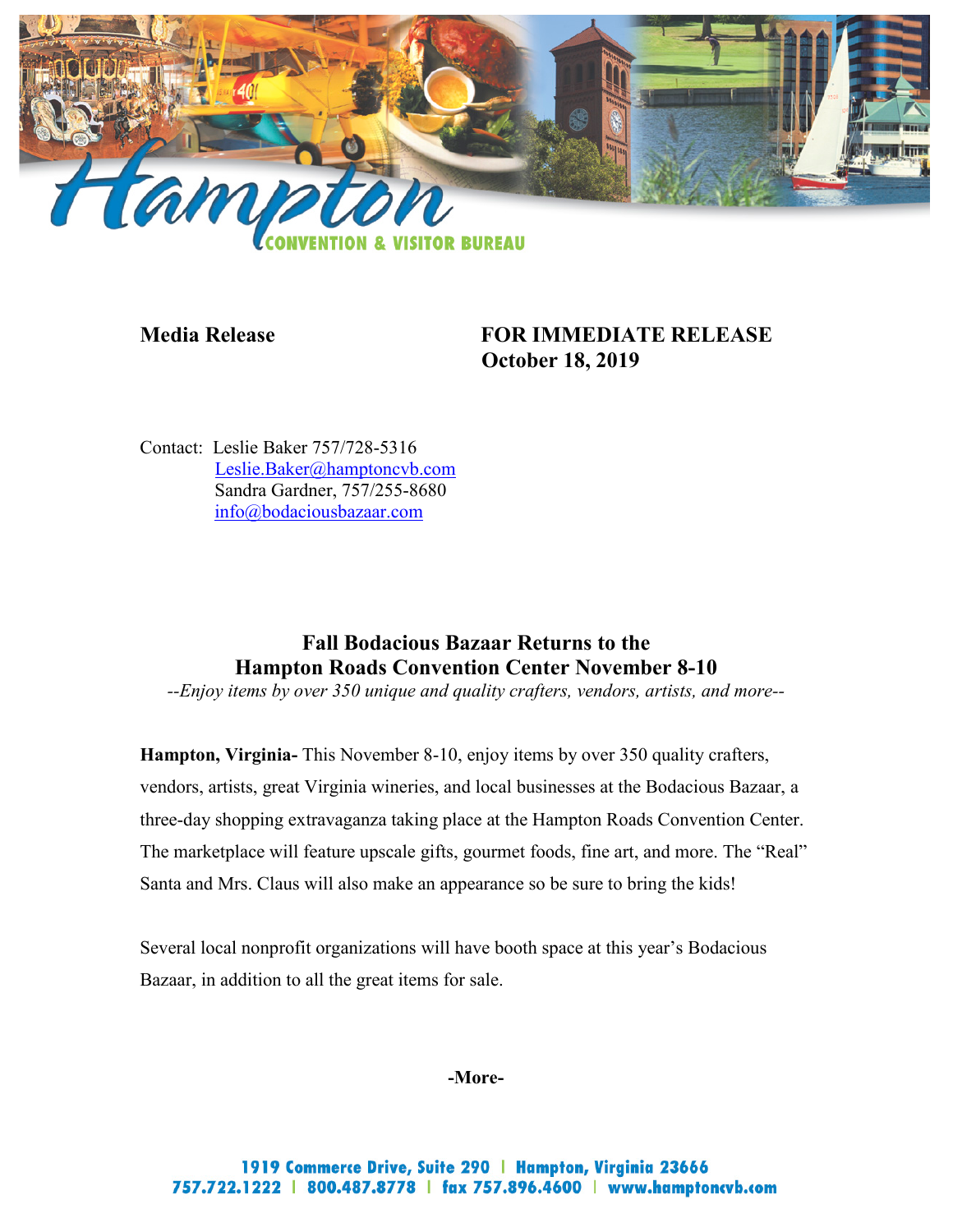**Media Release**

**FOR IMMEDIATE RELEASE**
**October 18, 2019**

Contact: Leslie Baker 757/728-5316
Leslie.Baker@hamptoncvb.com
Sandra Gardner, 757/255-8680
info@bodaciousbazaar.com

## Fall Bodacious Bazaar Returns to the Hampton Roads Convention Center November 8-10

*--Enjoy items by over 350 unique and quality crafters, vendors, artists, and more--*

**Hampton, Virginia-** This November 8-10, enjoy items by over 350 quality crafters, vendors, artists, great Virginia wineries, and local businesses at the Bodacious Bazaar, a three-day shopping extravaganza taking place at the Hampton Roads Convention Center. The marketplace will feature upscale gifts, gourmet foods, fine art, and more. The "Real" Santa and Mrs. Claus will also make an appearance so be sure to bring the kids!

Several local nonprofit organizations will have booth space at this year's Bodacious Bazaar, in addition to all the great items for sale.

**-More-**

1919 Commerce Drive, Suite 290 | Hampton, Virginia 23666
757.722.1222 | 800.487.8778 | fax 757.896.4600 | www.hamptoncvb.com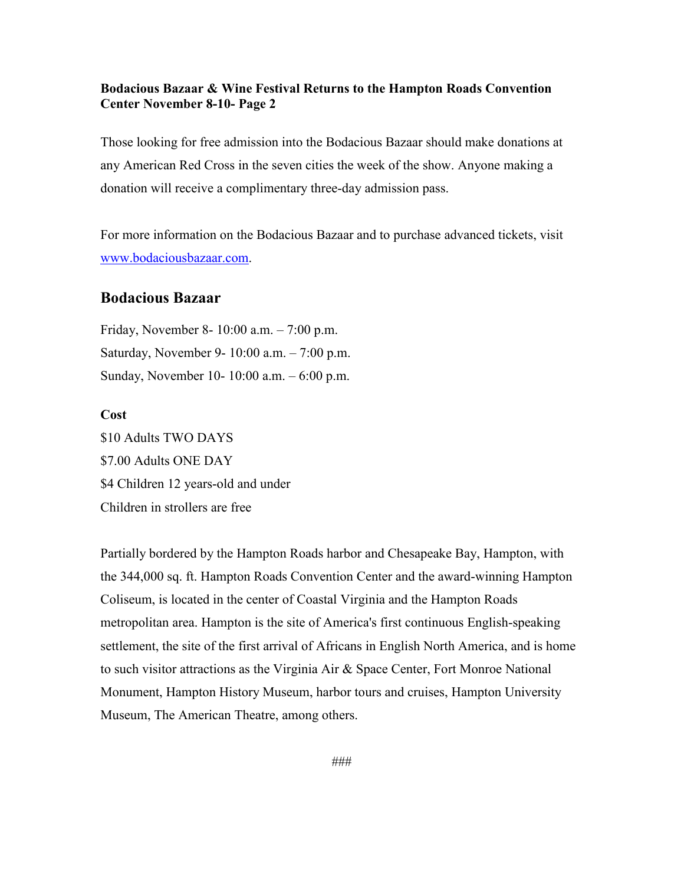**Bodacious Bazaar & Wine Festival Returns to the Hampton Roads Convention Center November 8-10- Page 2**

Those looking for free admission into the Bodacious Bazaar should make donations at any American Red Cross in the seven cities the week of the show. Anyone making a donation will receive a complimentary three-day admission pass.

For more information on the Bodacious Bazaar and to purchase advanced tickets, visit [www.bodaciousbazaar.com](http://www.bodaciousbazaar.com).

## Bodacious Bazaar

Friday, November 8- 10:00 a.m. – 7:00 p.m.
Saturday, November 9- 10:00 a.m. – 7:00 p.m.
Sunday, November 10- 10:00 a.m. – 6:00 p.m.

**Cost**

$10 Adults TWO DAYS
$7.00 Adults ONE DAY
$4 Children 12 years-old and under
Children in strollers are free

Partially bordered by the Hampton Roads harbor and Chesapeake Bay, Hampton, with the 344,000 sq. ft. Hampton Roads Convention Center and the award-winning Hampton Coliseum, is located in the center of Coastal Virginia and the Hampton Roads metropolitan area. Hampton is the site of America's first continuous English-speaking settlement, the site of the first arrival of Africans in English North America, and is home to such visitor attractions as the Virginia Air & Space Center, Fort Monroe National Monument, Hampton History Museum, harbor tours and cruises, Hampton University Museum, The American Theatre, among others.

###